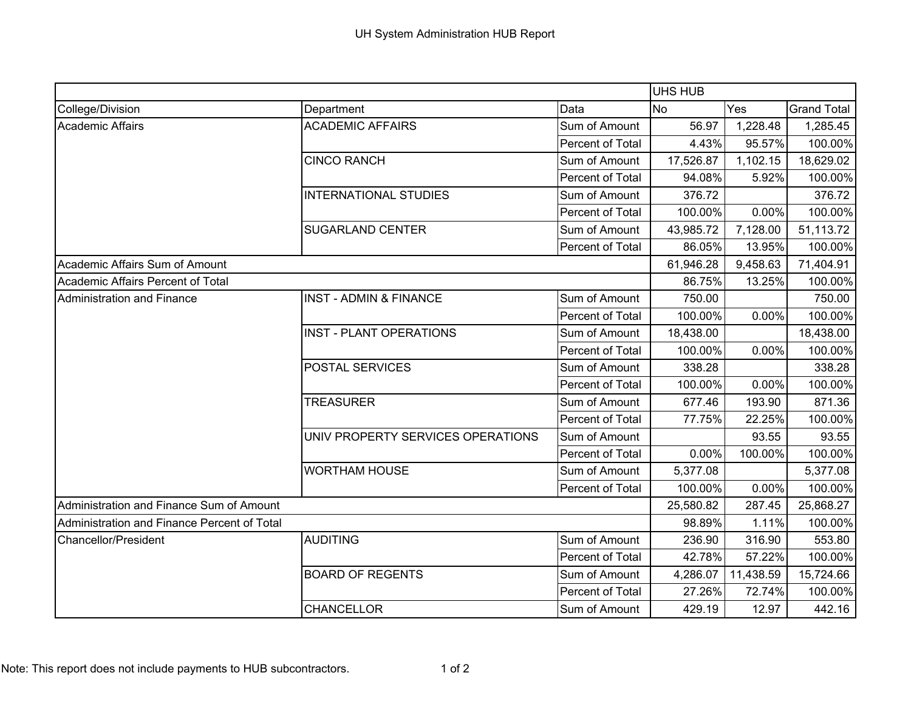# UH System Administration HUB Report

| | | | UHS HUB | | |
|---|---|---|---|---|---|
| College/Division | Department | Data | No | Yes | Grand Total |
| Academic Affairs | ACADEMIC AFFAIRS | Sum of Amount | 56.97 | 1,228.48 | 1,285.45 |
| | | Percent of Total | 4.43% | 95.57% | 100.00% |
| | CINCO RANCH | Sum of Amount | 17,526.87 | 1,102.15 | 18,629.02 |
| | | Percent of Total | 94.08% | 5.92% | 100.00% |
| | INTERNATIONAL STUDIES | Sum of Amount | 376.72 | | 376.72 |
| | | Percent of Total | 100.00% | 0.00% | 100.00% |
| | SUGARLAND CENTER | Sum of Amount | 43,985.72 | 7,128.00 | 51,113.72 |
| | | Percent of Total | 86.05% | 13.95% | 100.00% |
| Academic Affairs Sum of Amount | | | 61,946.28 | 9,458.63 | 71,404.91 |
| Academic Affairs Percent of Total | | | 86.75% | 13.25% | 100.00% |
| Administration and Finance | INST - ADMIN & FINANCE | Sum of Amount | 750.00 | | 750.00 |
| | | Percent of Total | 100.00% | 0.00% | 100.00% |
| | INST - PLANT OPERATIONS | Sum of Amount | 18,438.00 | | 18,438.00 |
| | | Percent of Total | 100.00% | 0.00% | 100.00% |
| | POSTAL SERVICES | Sum of Amount | 338.28 | | 338.28 |
| | | Percent of Total | 100.00% | 0.00% | 100.00% |
| | TREASURER | Sum of Amount | 677.46 | 193.90 | 871.36 |
| | | Percent of Total | 77.75% | 22.25% | 100.00% |
| | UNIV PROPERTY SERVICES OPERATIONS | Sum of Amount | | 93.55 | 93.55 |
| | | Percent of Total | 0.00% | 100.00% | 100.00% |
| | WORTHAM HOUSE | Sum of Amount | 5,377.08 | | 5,377.08 |
| | | Percent of Total | 100.00% | 0.00% | 100.00% |
| Administration and Finance Sum of Amount | | | 25,580.82 | 287.45 | 25,868.27 |
| Administration and Finance Percent of Total | | | 98.89% | 1.11% | 100.00% |
| Chancellor/President | AUDITING | Sum of Amount | 236.90 | 316.90 | 553.80 |
| | | Percent of Total | 42.78% | 57.22% | 100.00% |
| | BOARD OF REGENTS | Sum of Amount | 4,286.07 | 11,438.59 | 15,724.66 |
| | | Percent of Total | 27.26% | 72.74% | 100.00% |
| | CHANCELLOR | Sum of Amount | 429.19 | 12.97 | 442.16 |

Note: This report does not include payments to HUB subcontractors.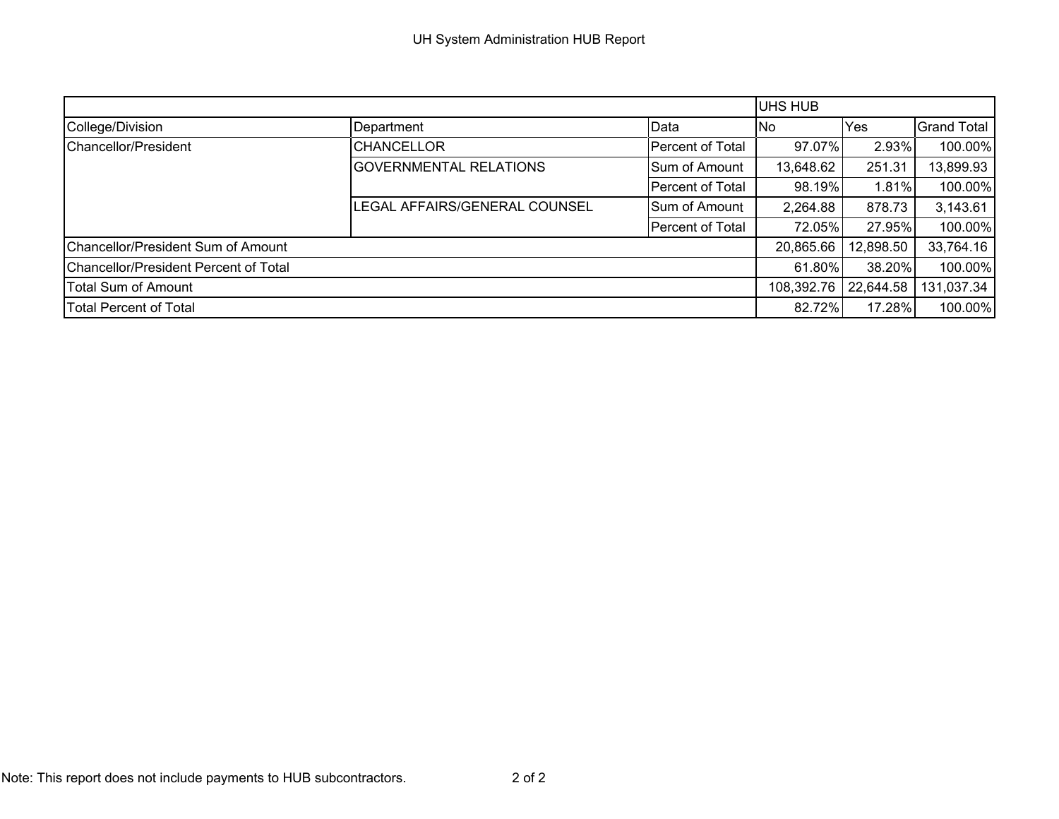UH System Administration HUB Report

| | | | UHS HUB | | |
|---|---|---|---|---|---|
| College/Division | Department | Data | No | Yes | Grand Total |
| Chancellor/President | CHANCELLOR | Percent of Total | 97.07% | 2.93% | 100.00% |
| | GOVERNMENTAL RELATIONS | Sum of Amount | 13,648.62 | 251.31 | 13,899.93 |
| | | Percent of Total | 98.19% | 1.81% | 100.00% |
| | LEGAL AFFAIRS/GENERAL COUNSEL | Sum of Amount | 2,264.88 | 878.73 | 3,143.61 |
| | | Percent of Total | 72.05% | 27.95% | 100.00% |
| Chancellor/President Sum of Amount | | | 20,865.66 | 12,898.50 | 33,764.16 |
| Chancellor/President Percent of Total | | | 61.80% | 38.20% | 100.00% |
| Total Sum of Amount | | | 108,392.76 | 22,644.58 | 131,037.34 |
| Total Percent of Total | | | 82.72% | 17.28% | 100.00% |

Note: This report does not include payments to HUB subcontractors.